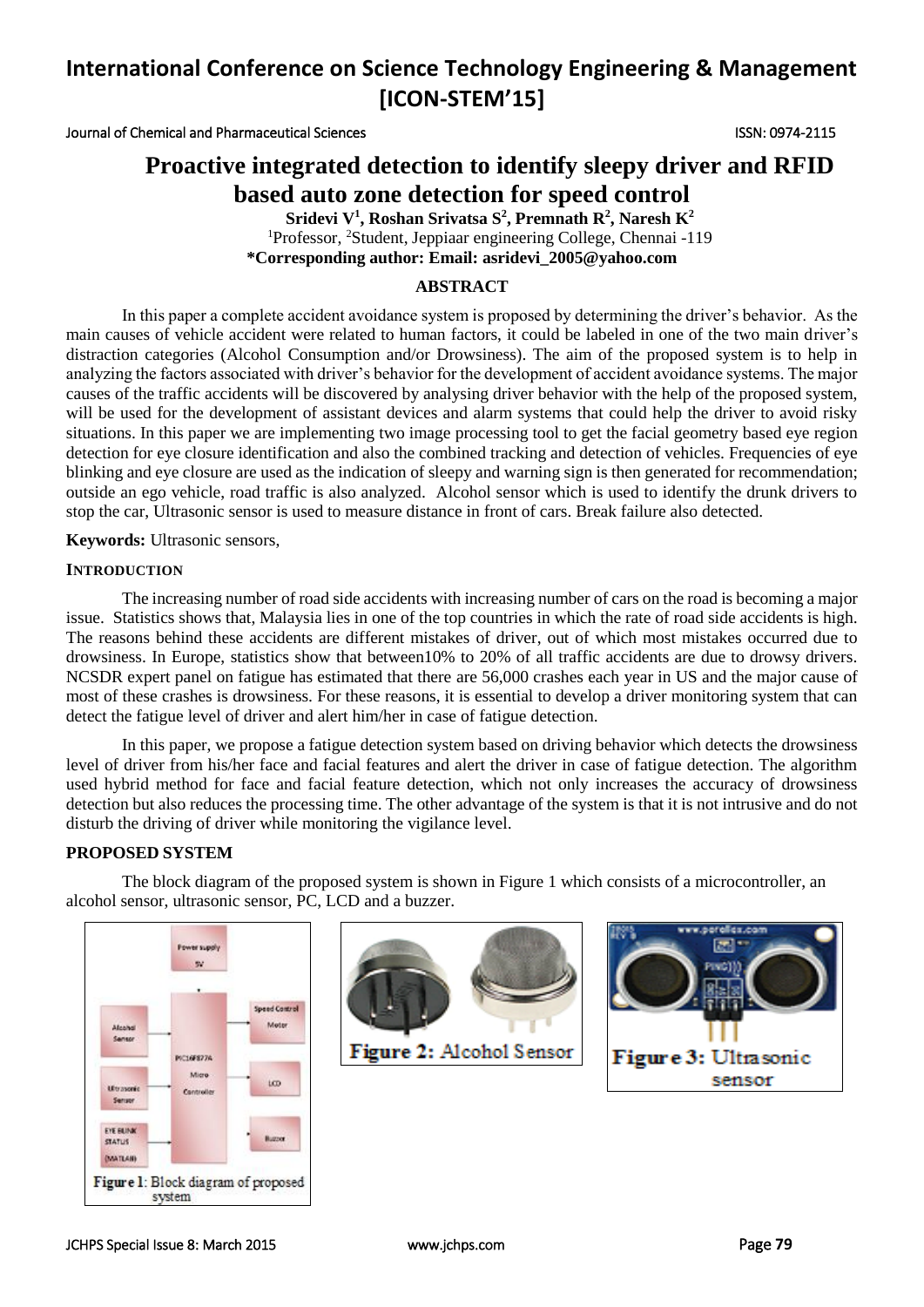# International Conference on Science Technology Engineering & Management [ICON-STEM'15]

Journal of Chemical and Pharmaceutical Sciences ISSN: 0974-2115

## Proactive integrated detection to identify sleepy driver and RFID based auto zone detection for speed control

**Sridevi V[1], Roshan Srivatsa S[2], Premnath R[2], Naresh K[2]**

[1]Professor, [2]Student, Jeppiaar engineering College, Chennai -119

**\*Corresponding author: Email: asridevi_2005@yahoo.com**

### ABSTRACT

In this paper a complete accident avoidance system is proposed by determining the driver's behavior. As the main causes of vehicle accident were related to human factors, it could be labeled in one of the two main driver's distraction categories (Alcohol Consumption and/or Drowsiness). The aim of the proposed system is to help in analyzing the factors associated with driver's behavior for the development of accident avoidance systems. The major causes of the traffic accidents will be discovered by analysing driver behavior with the help of the proposed system, will be used for the development of assistant devices and alarm systems that could help the driver to avoid risky situations. In this paper we are implementing two image processing tool to get the facial geometry based eye region detection for eye closure identification and also the combined tracking and detection of vehicles. Frequencies of eye blinking and eye closure are used as the indication of sleepy and warning sign is then generated for recommendation; outside an ego vehicle, road traffic is also analyzed. Alcohol sensor which is used to identify the drunk drivers to stop the car, Ultrasonic sensor is used to measure distance in front of cars. Break failure also detected.

**Keywords:** Ultrasonic sensors,

### INTRODUCTION

The increasing number of road side accidents with increasing number of cars on the road is becoming a major issue. Statistics shows that, Malaysia lies in one of the top countries in which the rate of road side accidents is high. The reasons behind these accidents are different mistakes of driver, out of which most mistakes occurred due to drowsiness. In Europe, statistics show that between10% to 20% of all traffic accidents are due to drowsy drivers. NCSDR expert panel on fatigue has estimated that there are 56,000 crashes each year in US and the major cause of most of these crashes is drowsiness. For these reasons, it is essential to develop a driver monitoring system that can detect the fatigue level of driver and alert him/her in case of fatigue detection.

In this paper, we propose a fatigue detection system based on driving behavior which detects the drowsiness level of driver from his/her face and facial features and alert the driver in case of fatigue detection. The algorithm used hybrid method for face and facial feature detection, which not only increases the accuracy of drowsiness detection but also reduces the processing time. The other advantage of the system is that it is not intrusive and do not disturb the driving of driver while monitoring the vigilance level.

### PROPOSED SYSTEM

The block diagram of the proposed system is shown in Figure 1 which consists of a microcontroller, an alcohol sensor, ultrasonic sensor, PC, LCD and a buzzer.

Figure 1: Block diagram of proposed system

Figure 2: Alcohol Sensor

Figure 3: Ultrasonic sensor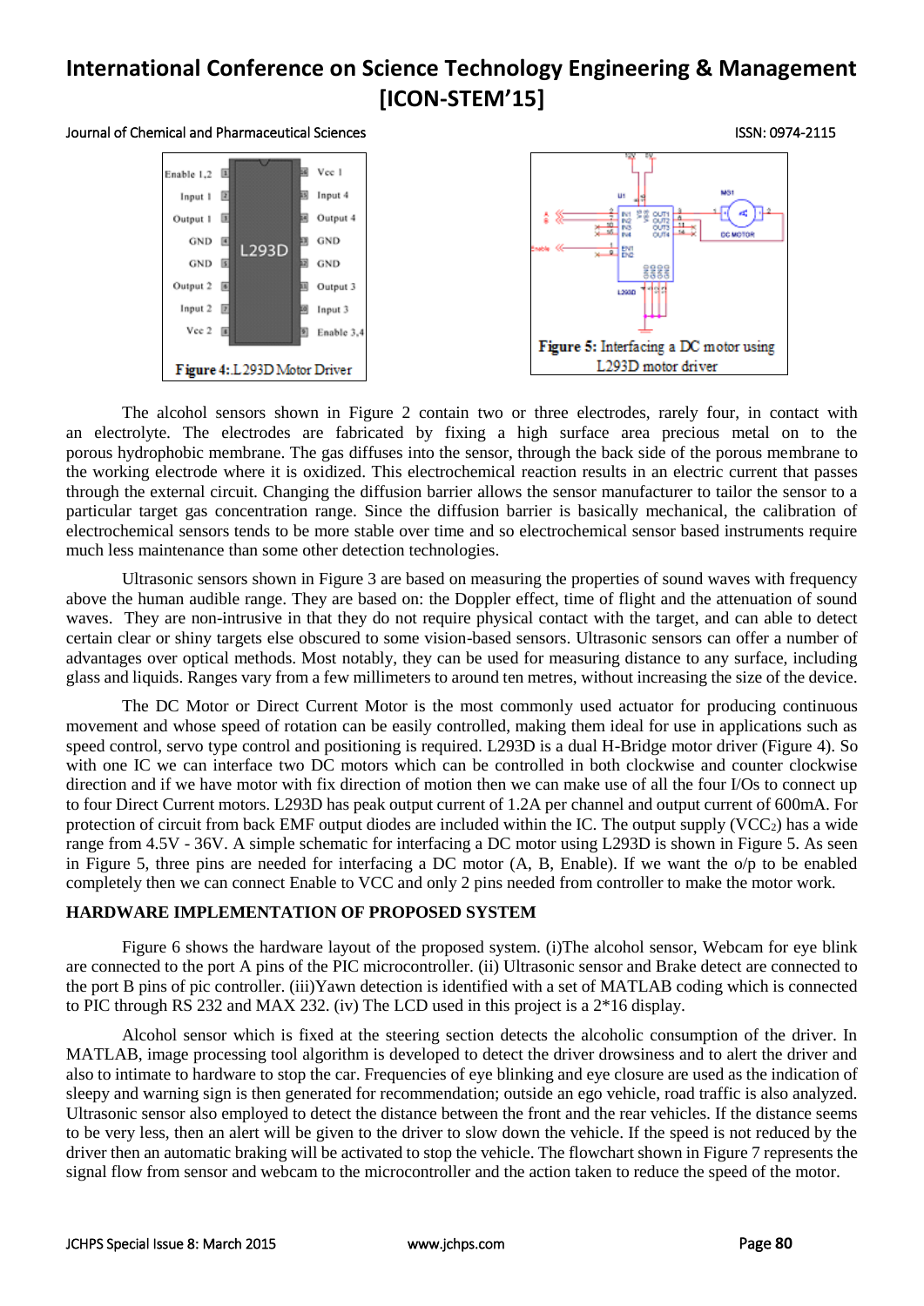Figure 4: L293D Motor Driver

Figure 5: Interfacing a DC motor using L293D motor driver

The alcohol sensors shown in Figure 2 contain two or three electrodes, rarely four, in contact with an electrolyte. The electrodes are fabricated by fixing a high surface area precious metal on to the porous hydrophobic membrane. The gas diffuses into the sensor, through the back side of the porous membrane to the working electrode where it is oxidized. This electrochemical reaction results in an electric current that passes through the external circuit. Changing the diffusion barrier allows the sensor manufacturer to tailor the sensor to a particular target gas concentration range. Since the diffusion barrier is basically mechanical, the calibration of electrochemical sensors tends to be more stable over time and so electrochemical sensor based instruments require much less maintenance than some other detection technologies.

Ultrasonic sensors shown in Figure 3 are based on measuring the properties of sound waves with frequency above the human audible range. They are based on: the Doppler effect, time of flight and the attenuation of sound waves. They are non-intrusive in that they do not require physical contact with the target, and can able to detect certain clear or shiny targets else obscured to some vision-based sensors. Ultrasonic sensors can offer a number of advantages over optical methods. Most notably, they can be used for measuring distance to any surface, including glass and liquids. Ranges vary from a few millimeters to around ten metres, without increasing the size of the device.

The DC Motor or Direct Current Motor is the most commonly used actuator for producing continuous movement and whose speed of rotation can be easily controlled, making them ideal for use in applications such as speed control, servo type control and positioning is required. L293D is a dual H-Bridge motor driver (Figure 4). So with one IC we can interface two DC motors which can be controlled in both clockwise and counter clockwise direction and if we have motor with fix direction of motion then we can make use of all the four I/Os to connect up to four Direct Current motors. L293D has peak output current of 1.2A per channel and output current of 600mA. For protection of circuit from back EMF output diodes are included within the IC. The output supply ($VCC_2$) has a wide range from 4.5V - 36V. A simple schematic for interfacing a DC motor using L293D is shown in Figure 5. As seen in Figure 5, three pins are needed for interfacing a DC motor (A, B, Enable). If we want the o/p to be enabled completely then we can connect Enable to VCC and only 2 pins needed from controller to make the motor work.

## HARDWARE IMPLEMENTATION OF PROPOSED SYSTEM

Figure 6 shows the hardware layout of the proposed system. (i)The alcohol sensor, Webcam for eye blink are connected to the port A pins of the PIC microcontroller. (ii) Ultrasonic sensor and Brake detect are connected to the port B pins of pic controller. (iii)Yawn detection is identified with a set of MATLAB coding which is connected to PIC through RS 232 and MAX 232. (iv) The LCD used in this project is a 2*16 display.

Alcohol sensor which is fixed at the steering section detects the alcoholic consumption of the driver. In MATLAB, image processing tool algorithm is developed to detect the driver drowsiness and to alert the driver and also to intimate to hardware to stop the car. Frequencies of eye blinking and eye closure are used as the indication of sleepy and warning sign is then generated for recommendation; outside an ego vehicle, road traffic is also analyzed. Ultrasonic sensor also employed to detect the distance between the front and the rear vehicles. If the distance seems to be very less, then an alert will be given to the driver to slow down the vehicle. If the speed is not reduced by the driver then an automatic braking will be activated to stop the vehicle. The flowchart shown in Figure 7 represents the signal flow from sensor and webcam to the microcontroller and the action taken to reduce the speed of the motor.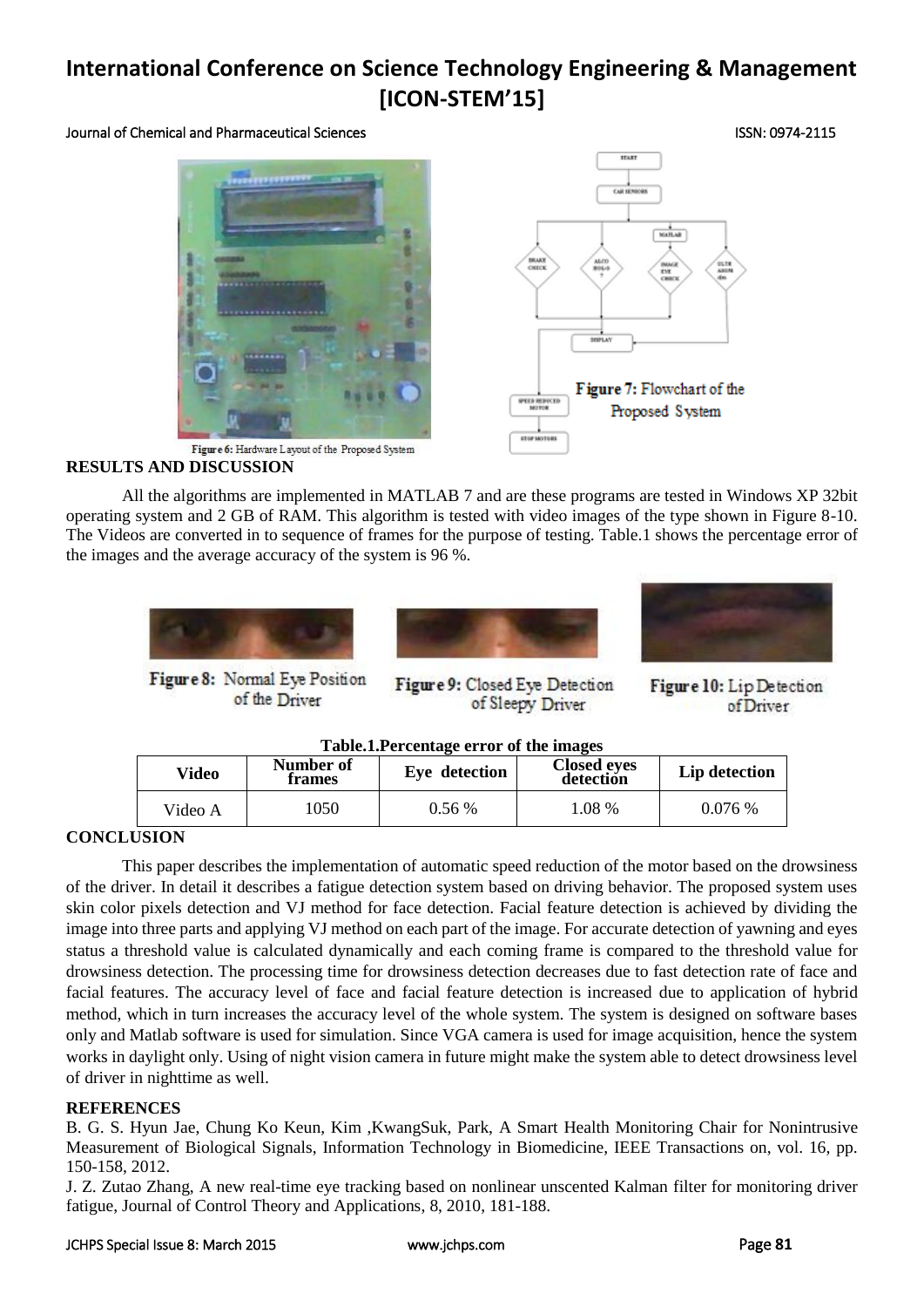Figure 6: Hardware Layout of the Proposed System

Figure 7: Flowchart of the Proposed System

## RESULTS AND DISCUSSION

All the algorithms are implemented in MATLAB 7 and are these programs are tested in Windows XP 32bit operating system and 2 GB of RAM. This algorithm is tested with video images of the type shown in Figure 8-10. The Videos are converted in to sequence of frames for the purpose of testing. Table.1 shows the percentage error of the images and the average accuracy of the system is 96 %.

Figure 8: Normal Eye Position of the Driver

Figure 9: Closed Eye Detection of Sleepy Driver

Figure 10: Lip Detection of Driver

**Table.1.Percentage error of the images**

| Video | Number of frames | Eye detection | Closed eyes detection | Lip detection |
|---|---|---|---|---|
| Video A | 1050 | 0.56 % | 1.08 % | 0.076 % |

## CONCLUSION

This paper describes the implementation of automatic speed reduction of the motor based on the drowsiness of the driver. In detail it describes a fatigue detection system based on driving behavior. The proposed system uses skin color pixels detection and VJ method for face detection. Facial feature detection is achieved by dividing the image into three parts and applying VJ method on each part of the image. For accurate detection of yawning and eyes status a threshold value is calculated dynamically and each coming frame is compared to the threshold value for drowsiness detection. The processing time for drowsiness detection decreases due to fast detection rate of face and facial features. The accuracy level of face and facial feature detection is increased due to application of hybrid method, which in turn increases the accuracy level of the whole system. The system is designed on software bases only and Matlab software is used for simulation. Since VGA camera is used for image acquisition, hence the system works in daylight only. Using of night vision camera in future might make the system able to detect drowsiness level of driver in nighttime as well.

## REFERENCES

B. G. S. Hyun Jae, Chung Ko Keun, Kim ,KwangSuk, Park, A Smart Health Monitoring Chair for Nonintrusive Measurement of Biological Signals, Information Technology in Biomedicine, IEEE Transactions on, vol. 16, pp. 150-158, 2012.

J. Z. Zutao Zhang, A new real-time eye tracking based on nonlinear unscented Kalman filter for monitoring driver fatigue, Journal of Control Theory and Applications, 8, 2010, 181-188.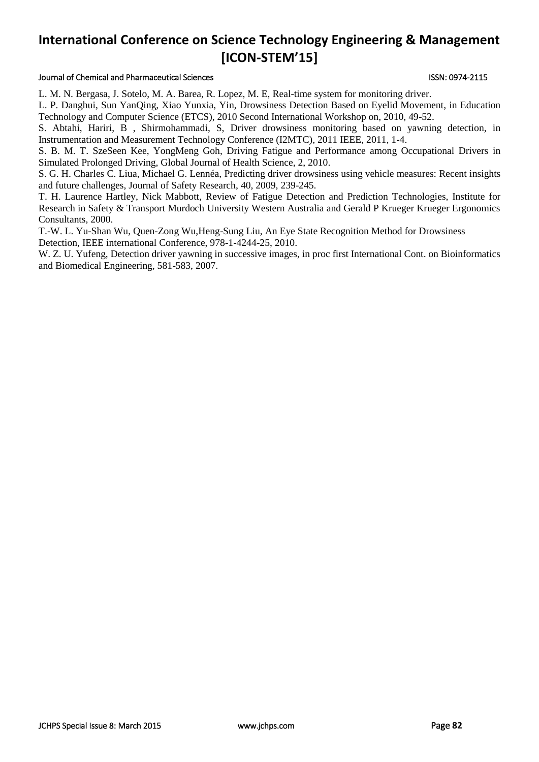L. M. N. Bergasa, J. Sotelo, M. A. Barea, R. Lopez, M. E, Real-time system for monitoring driver.

L. P. Danghui, Sun YanQing, Xiao Yunxia, Yin, Drowsiness Detection Based on Eyelid Movement, in Education Technology and Computer Science (ETCS), 2010 Second International Workshop on, 2010, 49-52.

S. Abtahi, Hariri, B , Shirmohammadi, S, Driver drowsiness monitoring based on yawning detection, in Instrumentation and Measurement Technology Conference (I2MTC), 2011 IEEE, 2011, 1-4.

S. B. M. T. SzeSeen Kee, YongMeng Goh, Driving Fatigue and Performance among Occupational Drivers in Simulated Prolonged Driving, Global Journal of Health Science, 2, 2010.

S. G. H. Charles C. Liua, Michael G. Lennéa, Predicting driver drowsiness using vehicle measures: Recent insights and future challenges, Journal of Safety Research, 40, 2009, 239-245.

T. H. Laurence Hartley, Nick Mabbott, Review of Fatigue Detection and Prediction Technologies, Institute for Research in Safety & Transport Murdoch University Western Australia and Gerald P Krueger Krueger Ergonomics Consultants, 2000.

T.-W. L. Yu-Shan Wu, Quen-Zong Wu,Heng-Sung Liu, An Eye State Recognition Method for Drowsiness Detection, IEEE international Conference, 978-1-4244-25, 2010.

W. Z. U. Yufeng, Detection driver yawning in successive images, in proc first International Cont. on Bioinformatics and Biomedical Engineering, 581-583, 2007.